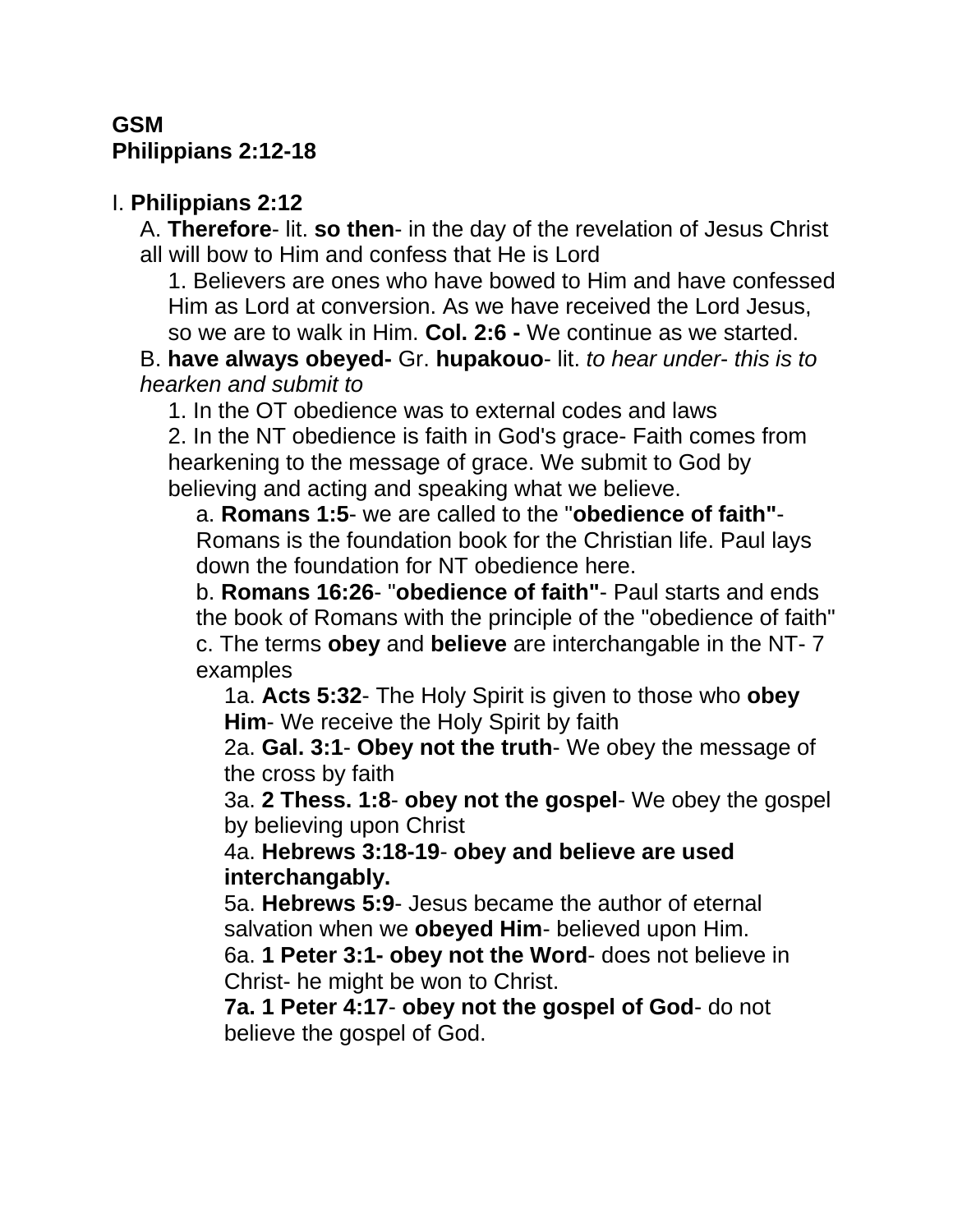**GSM**
**Philippians 2:12-18**

I. **Philippians 2:12**

A. **Therefore**- lit. **so then**- in the day of the revelation of Jesus Christ all will bow to Him and confess that He is Lord

1. Believers are ones who have bowed to Him and have confessed Him as Lord at conversion. As we have received the Lord Jesus, so we are to walk in Him. **Col. 2:6 -** We continue as we started.

B. **have always obeyed-** Gr. **hupakouo**- lit. *to hear under- this is to hearken and submit to*

1. In the OT obedience was to external codes and laws

2. In the NT obedience is faith in God's grace- Faith comes from hearkening to the message of grace. We submit to God by believing and acting and speaking what we believe.

a. **Romans 1:5**- we are called to the "**obedience of faith"**- Romans is the foundation book for the Christian life. Paul lays down the foundation for NT obedience here.

b. **Romans 16:26**- "**obedience of faith"**- Paul starts and ends the book of Romans with the principle of the "obedience of faith"

c. The terms **obey** and **believe** are interchangable in the NT- 7 examples

1a. **Acts 5:32**- The Holy Spirit is given to those who **obey Him**- We receive the Holy Spirit by faith

2a. **Gal. 3:1**- **Obey not the truth**- We obey the message of the cross by faith

3a. **2 Thess. 1:8**- **obey not the gospel**- We obey the gospel by believing upon Christ

4a. **Hebrews 3:18-19**- **obey and believe are used interchangably.**

5a. **Hebrews 5:9**- Jesus became the author of eternal salvation when we **obeyed Him**- believed upon Him.

6a. **1 Peter 3:1- obey not the Word**- does not believe in Christ- he might be won to Christ.

**7a. 1 Peter 4:17**- **obey not the gospel of God**- do not believe the gospel of God.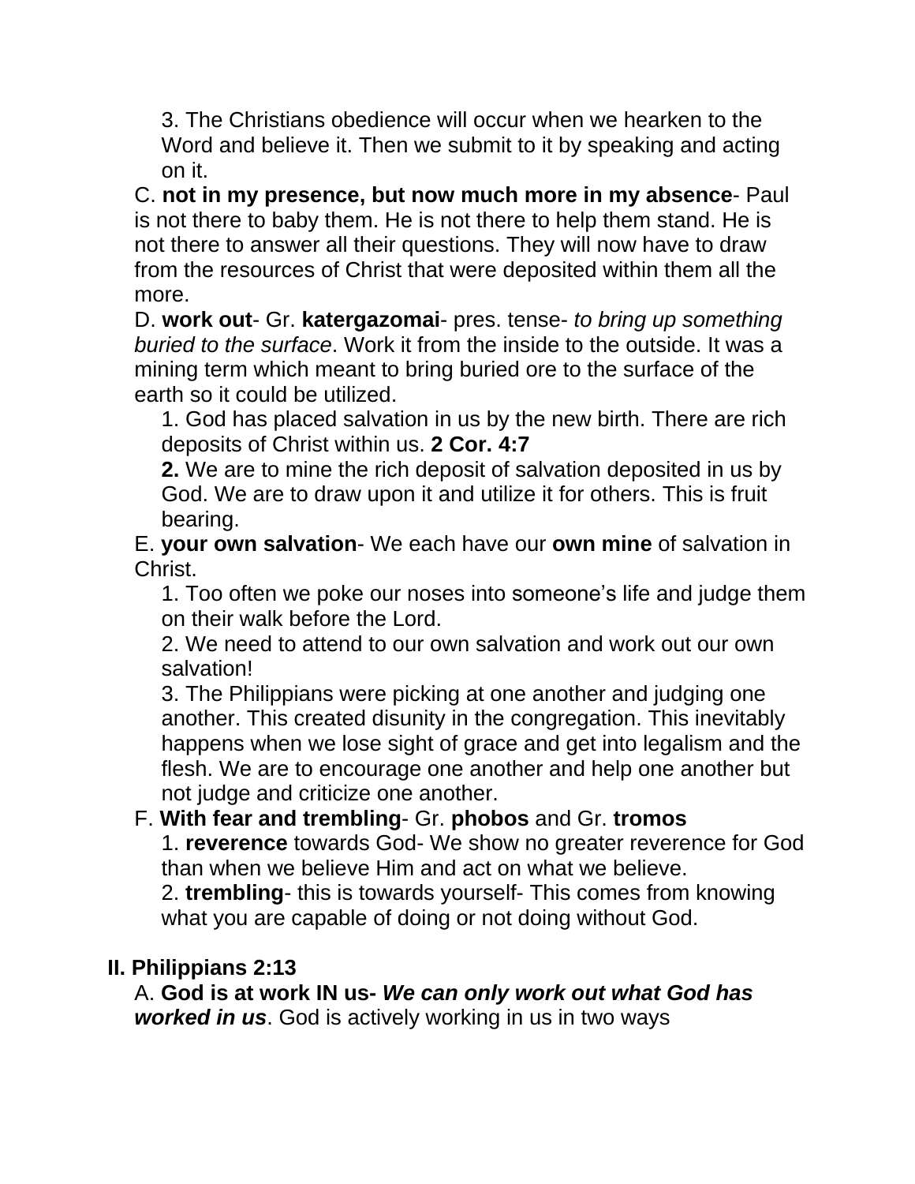3. The Christians obedience will occur when we hearken to the Word and believe it. Then we submit to it by speaking and acting on it.

C. **not in my presence, but now much more in my absence**- Paul is not there to baby them. He is not there to help them stand. He is not there to answer all their questions. They will now have to draw from the resources of Christ that were deposited within them all the more.

D. **work out**- Gr. **katergazomai**- pres. tense- *to bring up something buried to the surface*. Work it from the inside to the outside. It was a mining term which meant to bring buried ore to the surface of the earth so it could be utilized.

1. God has placed salvation in us by the new birth. There are rich deposits of Christ within us. **2 Cor. 4:7**
2. We are to mine the rich deposit of salvation deposited in us by God. We are to draw upon it and utilize it for others. This is fruit bearing.

E. **your own salvation**- We each have our **own mine** of salvation in Christ.

1. Too often we poke our noses into someone's life and judge them on their walk before the Lord.
2. We need to attend to our own salvation and work out our own salvation!
3. The Philippians were picking at one another and judging one another. This created disunity in the congregation. This inevitably happens when we lose sight of grace and get into legalism and the flesh. We are to encourage one another and help one another but not judge and criticize one another.

F. **With fear and trembling**- Gr. **phobos** and Gr. **tromos**

1. **reverence** towards God- We show no greater reverence for God than when we believe Him and act on what we believe.
2. **trembling**- this is towards yourself- This comes from knowing what you are capable of doing or not doing without God.

## II. Philippians 2:13

A. **God is at work IN us-** ***We can only work out what God has worked in us***. God is actively working in us in two ways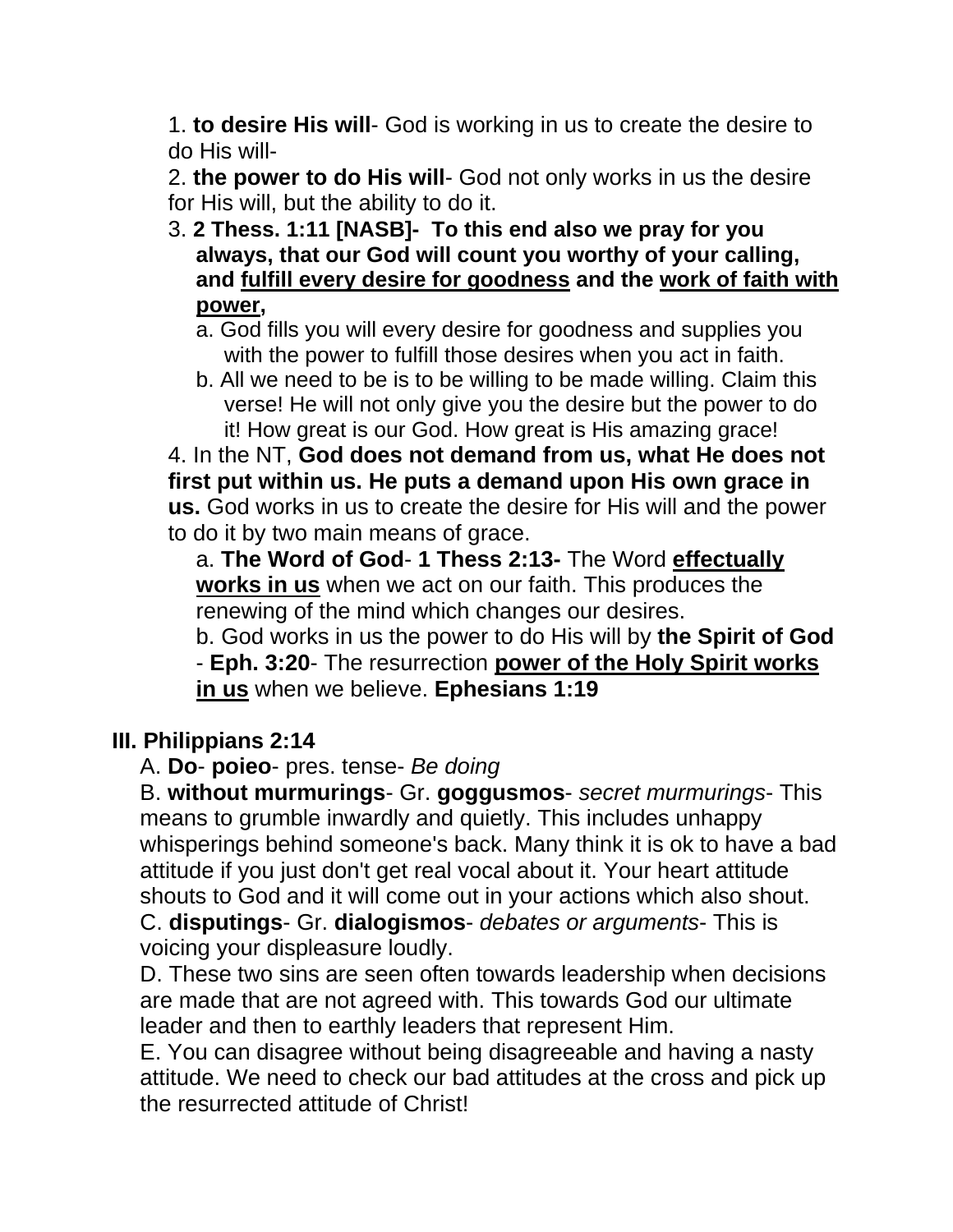1. **to desire His will**- God is working in us to create the desire to do His will-

2. **the power to do His will**- God not only works in us the desire for His will, but the ability to do it.

3. **2 Thess. 1:11 [NASB]- To this end also we pray for you always, that our God will count you worthy of your calling, and <u>fulfill every desire for goodness</u> and the <u>work of faith with power</u>,**
   a. God fills you will every desire for goodness and supplies you with the power to fulfill those desires when you act in faith.
   b. All we need to be is to be willing to be made willing. Claim this verse! He will not only give you the desire but the power to do it! How great is our God. How great is His amazing grace!

4. In the NT, **God does not demand from us, what He does not first put within us. He puts a demand upon His own grace in us.** God works in us to create the desire for His will and the power to do it by two main means of grace.
   a. **The Word of God**- **1 Thess 2:13-** The Word **<u>effectually works in us</u>** when we act on our faith. This produces the renewing of the mind which changes our desires.
   b. God works in us the power to do His will by **the Spirit of God** - **Eph. 3:20**- The resurrection **<u>power of the Holy Spirit works in us</u>** when we believe. **Ephesians 1:19**

## III. Philippians 2:14

A. **Do**- **poieo**- pres. tense- *Be doing*

B. **without murmurings**- Gr. **goggusmos**- *secret murmurings*- This means to grumble inwardly and quietly. This includes unhappy whisperings behind someone's back. Many think it is ok to have a bad attitude if you just don't get real vocal about it. Your heart attitude shouts to God and it will come out in your actions which also shout.

C. **disputings**- Gr. **dialogismos**- *debates or arguments*- This is voicing your displeasure loudly.

D. These two sins are seen often towards leadership when decisions are made that are not agreed with. This towards God our ultimate leader and then to earthly leaders that represent Him.

E. You can disagree without being disagreeable and having a nasty attitude. We need to check our bad attitudes at the cross and pick up the resurrected attitude of Christ!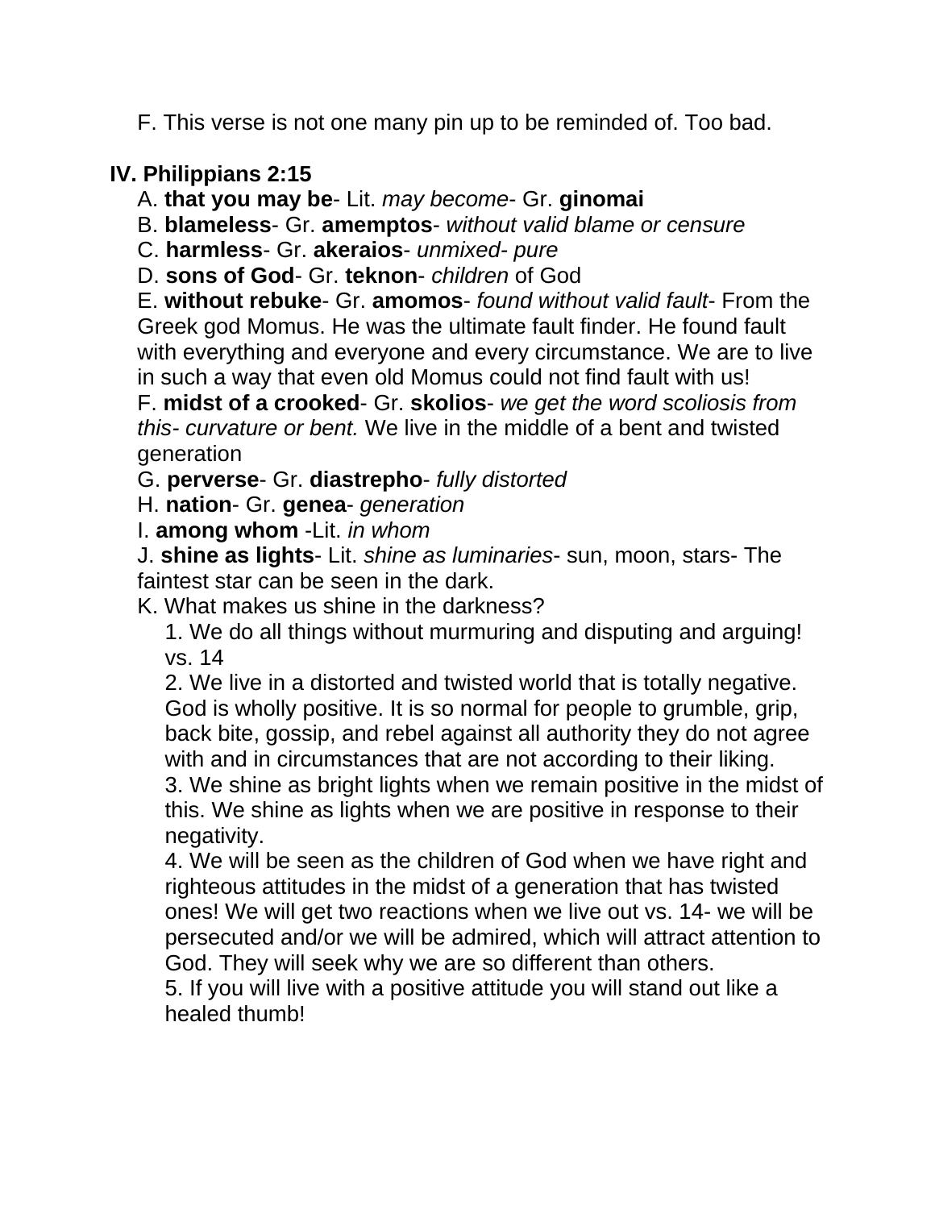F. This verse is not one many pin up to be reminded of. Too bad.

## IV. Philippians 2:15

A. **that you may be**- Lit. *may become*- Gr. **ginomai**

B. **blameless**- Gr. **amemptos**- *without valid blame or censure*

C. **harmless**- Gr. **akeraios**- *unmixed- pure*

D. **sons of God**- Gr. **teknon**- *children* of God

E. **without rebuke**- Gr. **amomos**- *found without valid fault*- From the Greek god Momus. He was the ultimate fault finder. He found fault with everything and everyone and every circumstance. We are to live in such a way that even old Momus could not find fault with us!

F. **midst of a crooked**- Gr. **skolios**- *we get the word scoliosis from this- curvature or bent.* We live in the middle of a bent and twisted generation

G. **perverse**- Gr. **diastrepho**- *fully distorted*

H. **nation**- Gr. **genea**- *generation*

I. **among whom** -Lit. *in whom*

J. **shine as lights**- Lit. *shine as luminaries*- sun, moon, stars- The faintest star can be seen in the dark.

K. What makes us shine in the darkness?

1. We do all things without murmuring and disputing and arguing! vs. 14
2. We live in a distorted and twisted world that is totally negative. God is wholly positive. It is so normal for people to grumble, grip, back bite, gossip, and rebel against all authority they do not agree with and in circumstances that are not according to their liking.
3. We shine as bright lights when we remain positive in the midst of this. We shine as lights when we are positive in response to their negativity.
4. We will be seen as the children of God when we have right and righteous attitudes in the midst of a generation that has twisted ones! We will get two reactions when we live out vs. 14- we will be persecuted and/or we will be admired, which will attract attention to God. They will seek why we are so different than others.
5. If you will live with a positive attitude you will stand out like a healed thumb!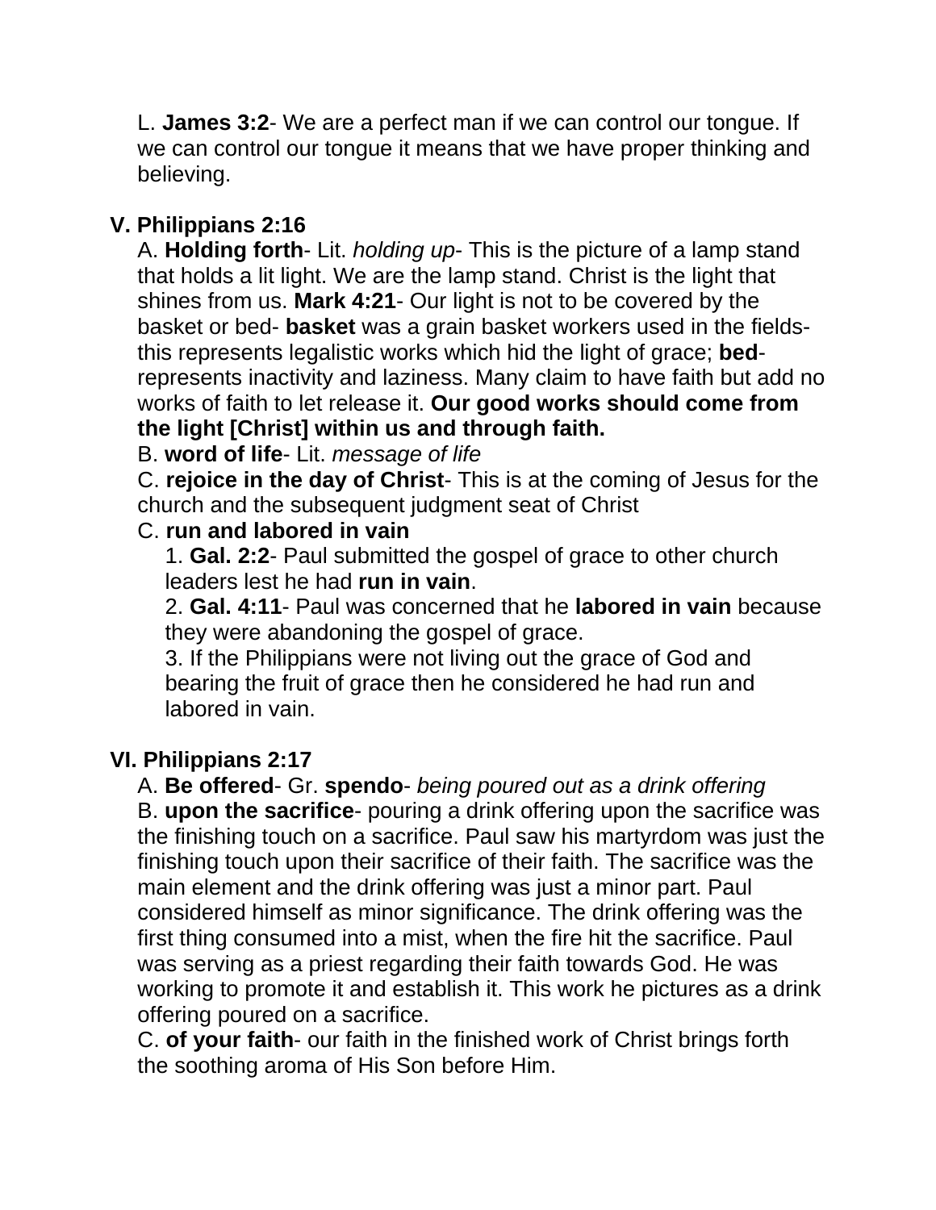L. **James 3:2**- We are a perfect man if we can control our tongue. If we can control our tongue it means that we have proper thinking and believing.

## V. Philippians 2:16

A. **Holding forth**- Lit. *holding up*- This is the picture of a lamp stand that holds a lit light. We are the lamp stand. Christ is the light that shines from us. **Mark 4:21**- Our light is not to be covered by the basket or bed- **basket** was a grain basket workers used in the fields- this represents legalistic works which hid the light of grace; **bed**- represents inactivity and laziness. Many claim to have faith but add no works of faith to let release it. **Our good works should come from the light [Christ] within us and through faith.**

B. **word of life**- Lit. *message of life*

C. **rejoice in the day of Christ**- This is at the coming of Jesus for the church and the subsequent judgment seat of Christ

C. **run and labored in vain**

1. **Gal. 2:2**- Paul submitted the gospel of grace to other church leaders lest he had **run in vain**.
2. **Gal. 4:11**- Paul was concerned that he **labored in vain** because they were abandoning the gospel of grace.
3. If the Philippians were not living out the grace of God and bearing the fruit of grace then he considered he had run and labored in vain.

## VI. Philippians 2:17

A. **Be offered**- Gr. **spendo**- *being poured out as a drink offering*

B. **upon the sacrifice**- pouring a drink offering upon the sacrifice was the finishing touch on a sacrifice. Paul saw his martyrdom was just the finishing touch upon their sacrifice of their faith. The sacrifice was the main element and the drink offering was just a minor part. Paul considered himself as minor significance. The drink offering was the first thing consumed into a mist, when the fire hit the sacrifice. Paul was serving as a priest regarding their faith towards God. He was working to promote it and establish it. This work he pictures as a drink offering poured on a sacrifice.

C. **of your faith**- our faith in the finished work of Christ brings forth the soothing aroma of His Son before Him.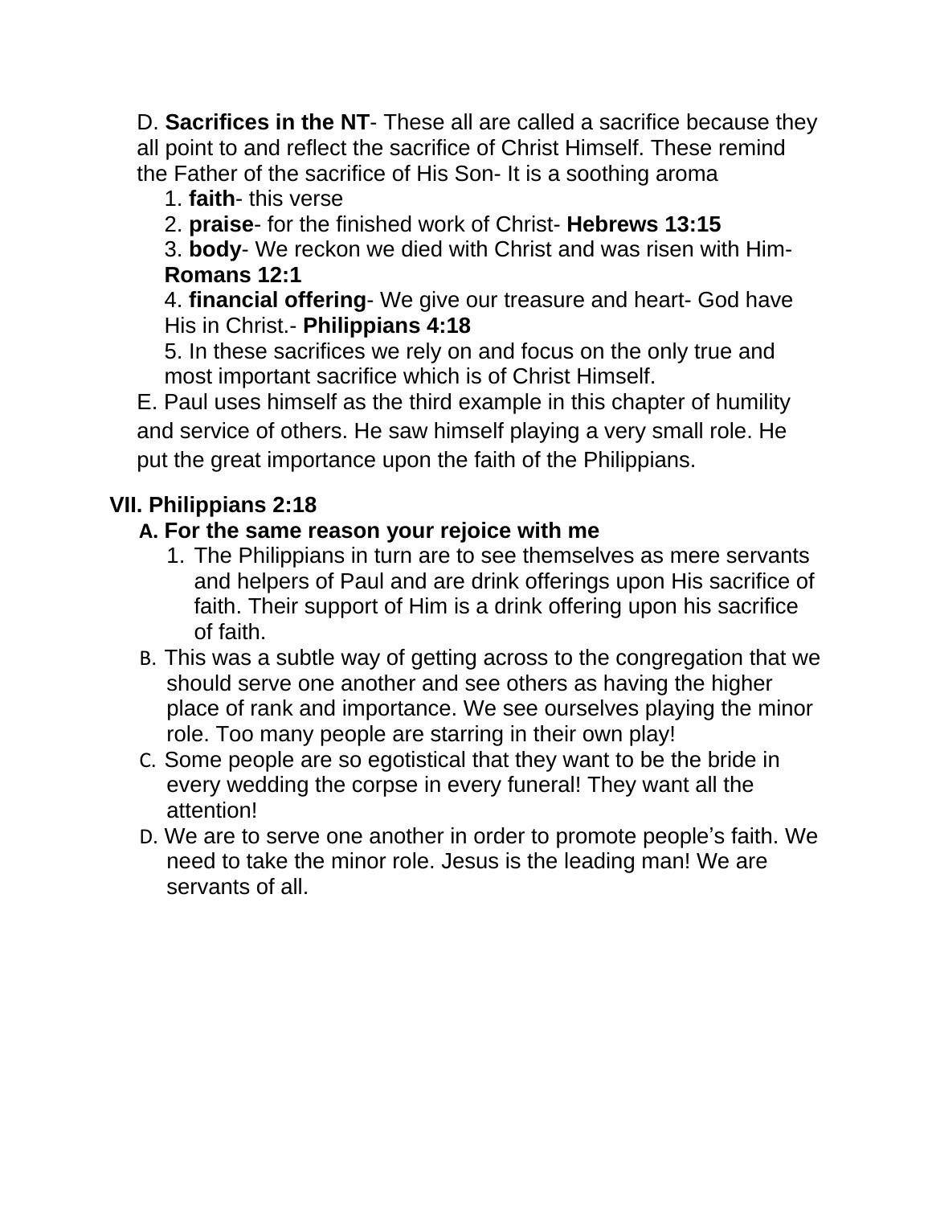D. **Sacrifices in the NT**- These all are called a sacrifice because they all point to and reflect the sacrifice of Christ Himself. These remind the Father of the sacrifice of His Son- It is a soothing aroma

1. **faith**- this verse
2. **praise**- for the finished work of Christ- **Hebrews 13:15**
3. **body**- We reckon we died with Christ and was risen with Him- **Romans 12:1**
4. **financial offering**- We give our treasure and heart- God have His in Christ.- **Philippians 4:18**
5. In these sacrifices we rely on and focus on the only true and most important sacrifice which is of Christ Himself.

E. Paul uses himself as the third example in this chapter of humility and service of others. He saw himself playing a very small role. He put the great importance upon the faith of the Philippians.

## VII. Philippians 2:18

**A. For the same reason your rejoice with me**

1. The Philippians in turn are to see themselves as mere servants and helpers of Paul and are drink offerings upon His sacrifice of faith. Their support of Him is a drink offering upon his sacrifice of faith.

B. This was a subtle way of getting across to the congregation that we should serve one another and see others as having the higher place of rank and importance. We see ourselves playing the minor role. Too many people are starring in their own play!

C. Some people are so egotistical that they want to be the bride in every wedding the corpse in every funeral! They want all the attention!

D. We are to serve one another in order to promote people's faith. We need to take the minor role. Jesus is the leading man! We are servants of all.